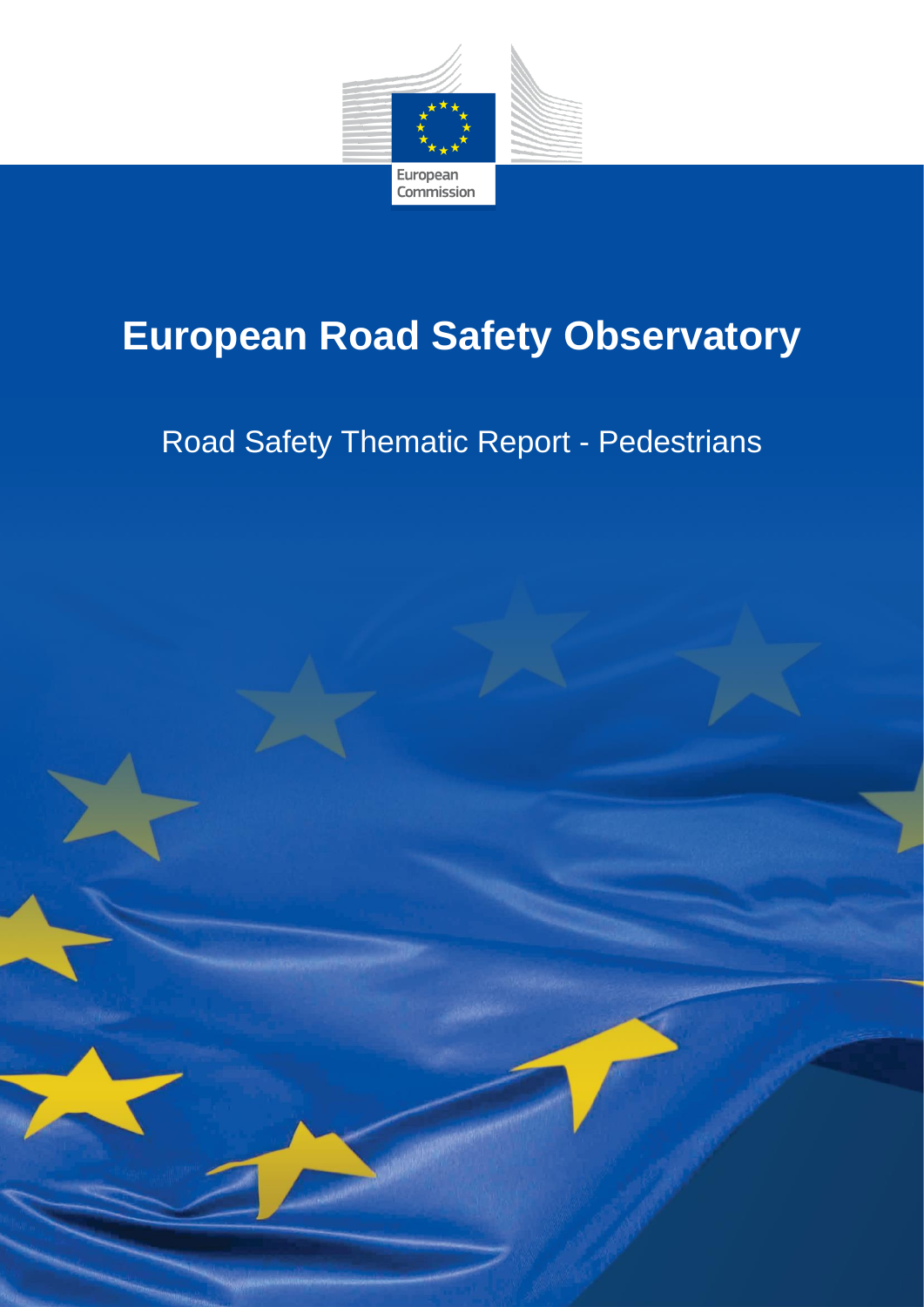European Commission

# European Road Safety Observatory

## Road Safety Thematic Report - Pedestrians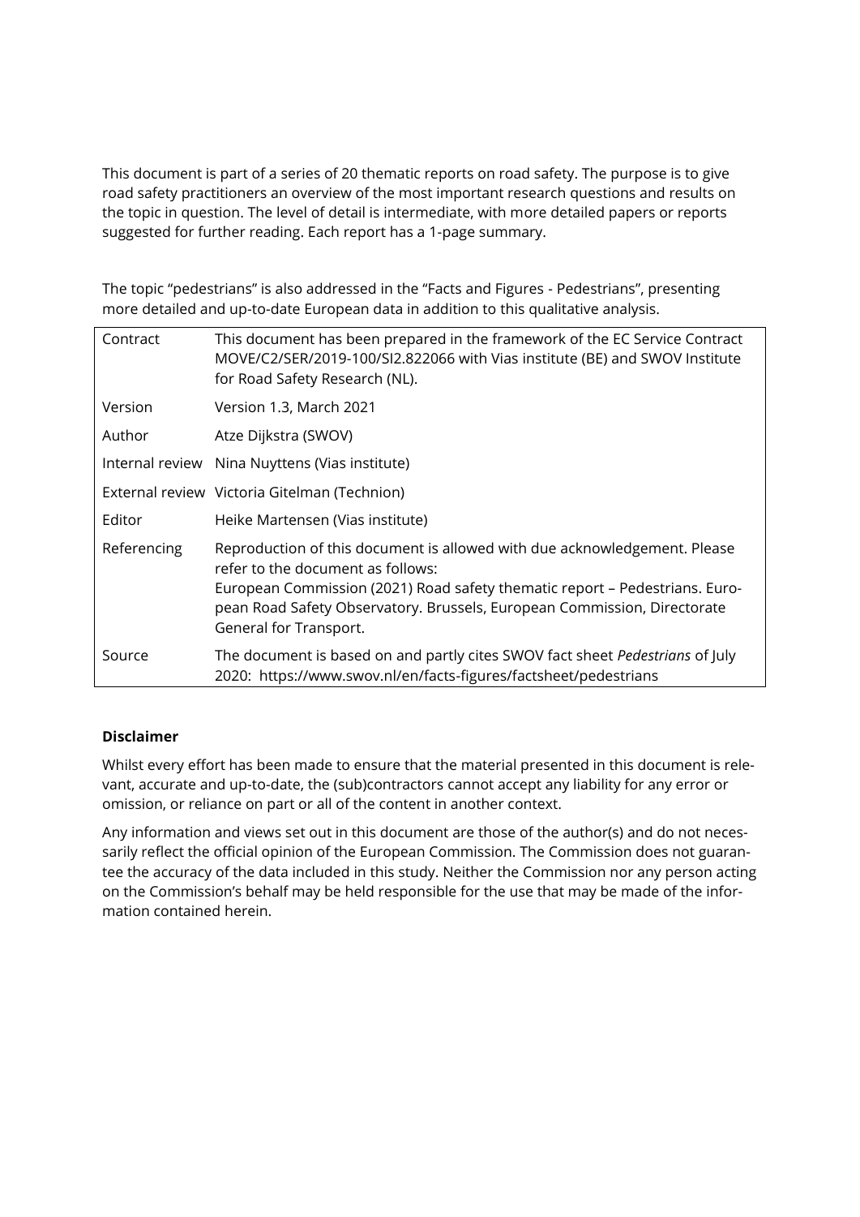This document is part of a series of 20 thematic reports on road safety. The purpose is to give road safety practitioners an overview of the most important research questions and results on the topic in question. The level of detail is intermediate, with more detailed papers or reports suggested for further reading. Each report has a 1-page summary.

The topic "pedestrians" is also addressed in the "Facts and Figures - Pedestrians", presenting more detailed and up-to-date European data in addition to this qualitative analysis.

| | |
|---|---|
| Contract | This document has been prepared in the framework of the EC Service Contract MOVE/C2/SER/2019-100/SI2.822066 with Vias institute (BE) and SWOV Institute for Road Safety Research (NL). |
| Version | Version 1.3, March 2021 |
| Author | Atze Dijkstra (SWOV) |
| Internal review | Nina Nuyttens (Vias institute) |
| External review | Victoria Gitelman (Technion) |
| Editor | Heike Martensen (Vias institute) |
| Referencing | Reproduction of this document is allowed with due acknowledgement. Please refer to the document as follows:<br>European Commission (2021) Road safety thematic report – Pedestrians. European Road Safety Observatory. Brussels, European Commission, Directorate General for Transport. |
| Source | The document is based on and partly cites SWOV fact sheet *Pedestrians* of July 2020: https://www.swov.nl/en/facts-figures/factsheet/pedestrians |

**Disclaimer**

Whilst every effort has been made to ensure that the material presented in this document is relevant, accurate and up-to-date, the (sub)contractors cannot accept any liability for any error or omission, or reliance on part or all of the content in another context.

Any information and views set out in this document are those of the author(s) and do not necessarily reflect the official opinion of the European Commission. The Commission does not guarantee the accuracy of the data included in this study. Neither the Commission nor any person acting on the Commission's behalf may be held responsible for the use that may be made of the information contained herein.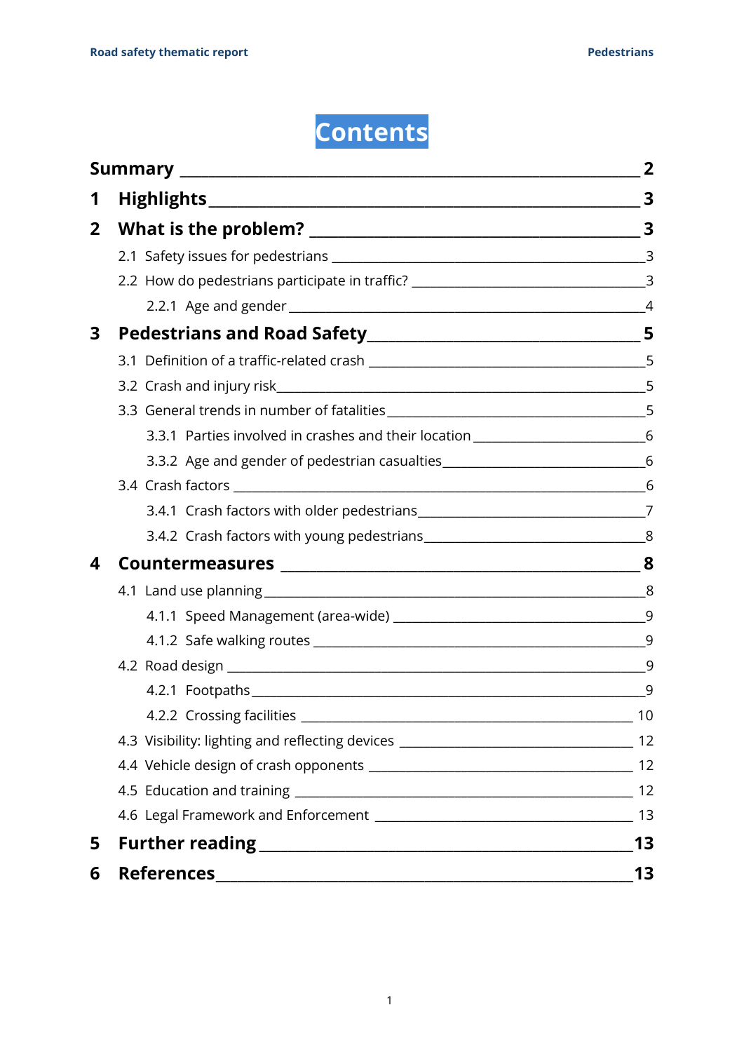# Contents

**Summary** — 2

**1 Highlights** — 3

**2 What is the problem?** — 3

- 2.1 Safety issues for pedestrians — 3
- 2.2 How do pedestrians participate in traffic? — 3
  - 2.2.1 Age and gender — 4

**3 Pedestrians and Road Safety** — 5

- 3.1 Definition of a traffic-related crash — 5
- 3.2 Crash and injury risk — 5
- 3.3 General trends in number of fatalities — 5
  - 3.3.1 Parties involved in crashes and their location — 6
  - 3.3.2 Age and gender of pedestrian casualties — 6
- 3.4 Crash factors — 6
  - 3.4.1 Crash factors with older pedestrians — 7
  - 3.4.2 Crash factors with young pedestrians — 8

**4 Countermeasures** — 8

- 4.1 Land use planning — 8
  - 4.1.1 Speed Management (area-wide) — 9
  - 4.1.2 Safe walking routes — 9
- 4.2 Road design — 9
  - 4.2.1 Footpaths — 9
  - 4.2.2 Crossing facilities — 10
- 4.3 Visibility: lighting and reflecting devices — 12
- 4.4 Vehicle design of crash opponents — 12
- 4.5 Education and training — 12
- 4.6 Legal Framework and Enforcement — 13

**5 Further reading** — 13

**6 References** — 13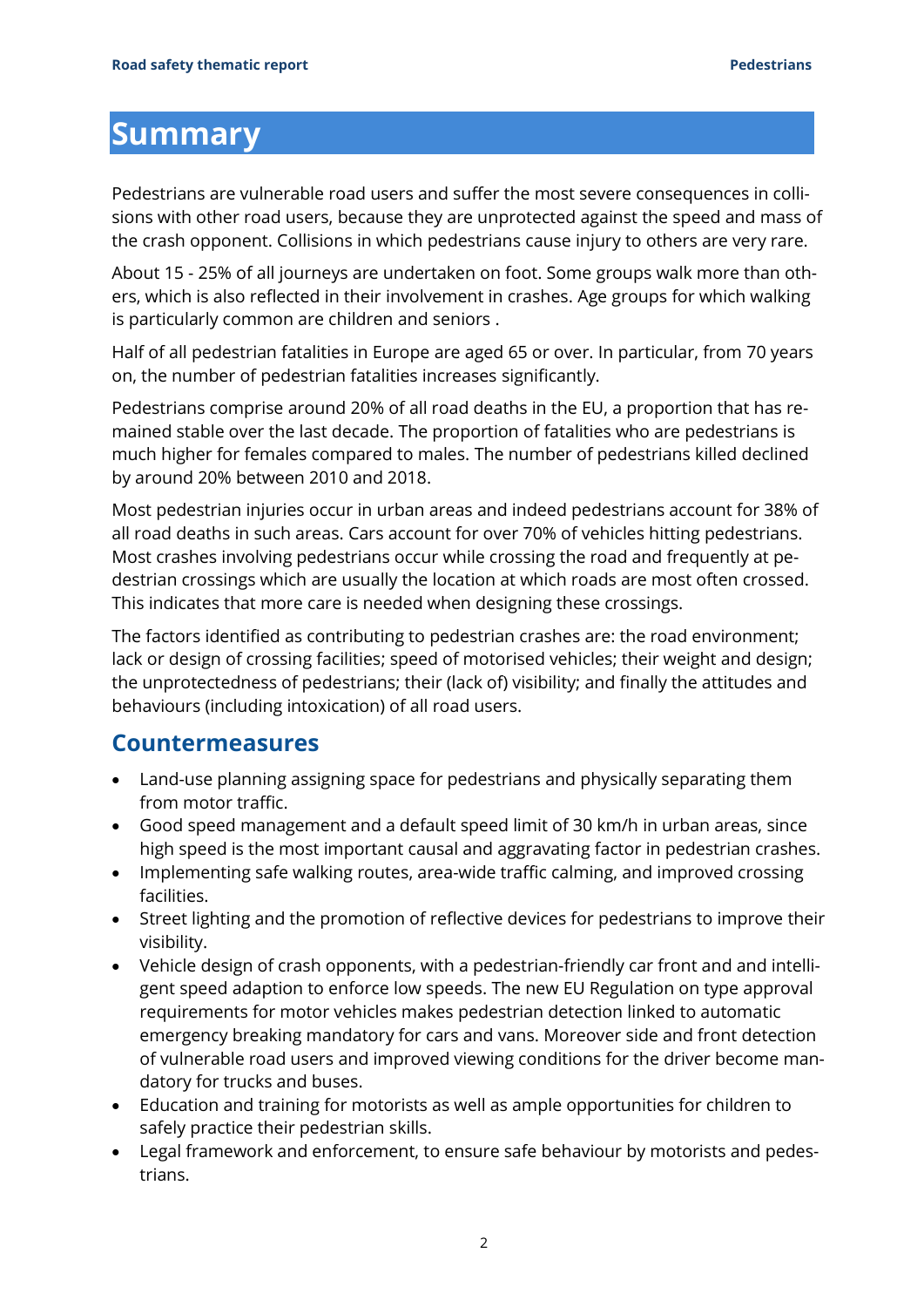# Summary

Pedestrians are vulnerable road users and suffer the most severe consequences in collisions with other road users, because they are unprotected against the speed and mass of the crash opponent. Collisions in which pedestrians cause injury to others are very rare.

About 15 - 25% of all journeys are undertaken on foot. Some groups walk more than others, which is also reflected in their involvement in crashes. Age groups for which walking is particularly common are children and seniors .

Half of all pedestrian fatalities in Europe are aged 65 or over. In particular, from 70 years on, the number of pedestrian fatalities increases significantly.

Pedestrians comprise around 20% of all road deaths in the EU, a proportion that has remained stable over the last decade. The proportion of fatalities who are pedestrians is much higher for females compared to males. The number of pedestrians killed declined by around 20% between 2010 and 2018.

Most pedestrian injuries occur in urban areas and indeed pedestrians account for 38% of all road deaths in such areas. Cars account for over 70% of vehicles hitting pedestrians. Most crashes involving pedestrians occur while crossing the road and frequently at pedestrian crossings which are usually the location at which roads are most often crossed. This indicates that more care is needed when designing these crossings.

The factors identified as contributing to pedestrian crashes are: the road environment; lack or design of crossing facilities; speed of motorised vehicles; their weight and design; the unprotectedness of pedestrians; their (lack of) visibility; and finally the attitudes and behaviours (including intoxication) of all road users.

## Countermeasures

- Land-use planning assigning space for pedestrians and physically separating them from motor traffic.
- Good speed management and a default speed limit of 30 km/h in urban areas, since high speed is the most important causal and aggravating factor in pedestrian crashes.
- Implementing safe walking routes, area-wide traffic calming, and improved crossing facilities.
- Street lighting and the promotion of reflective devices for pedestrians to improve their visibility.
- Vehicle design of crash opponents, with a pedestrian-friendly car front and and intelligent speed adaption to enforce low speeds. The new EU Regulation on type approval requirements for motor vehicles makes pedestrian detection linked to automatic emergency breaking mandatory for cars and vans. Moreover side and front detection of vulnerable road users and improved viewing conditions for the driver become mandatory for trucks and buses.
- Education and training for motorists as well as ample opportunities for children to safely practice their pedestrian skills.
- Legal framework and enforcement, to ensure safe behaviour by motorists and pedestrians.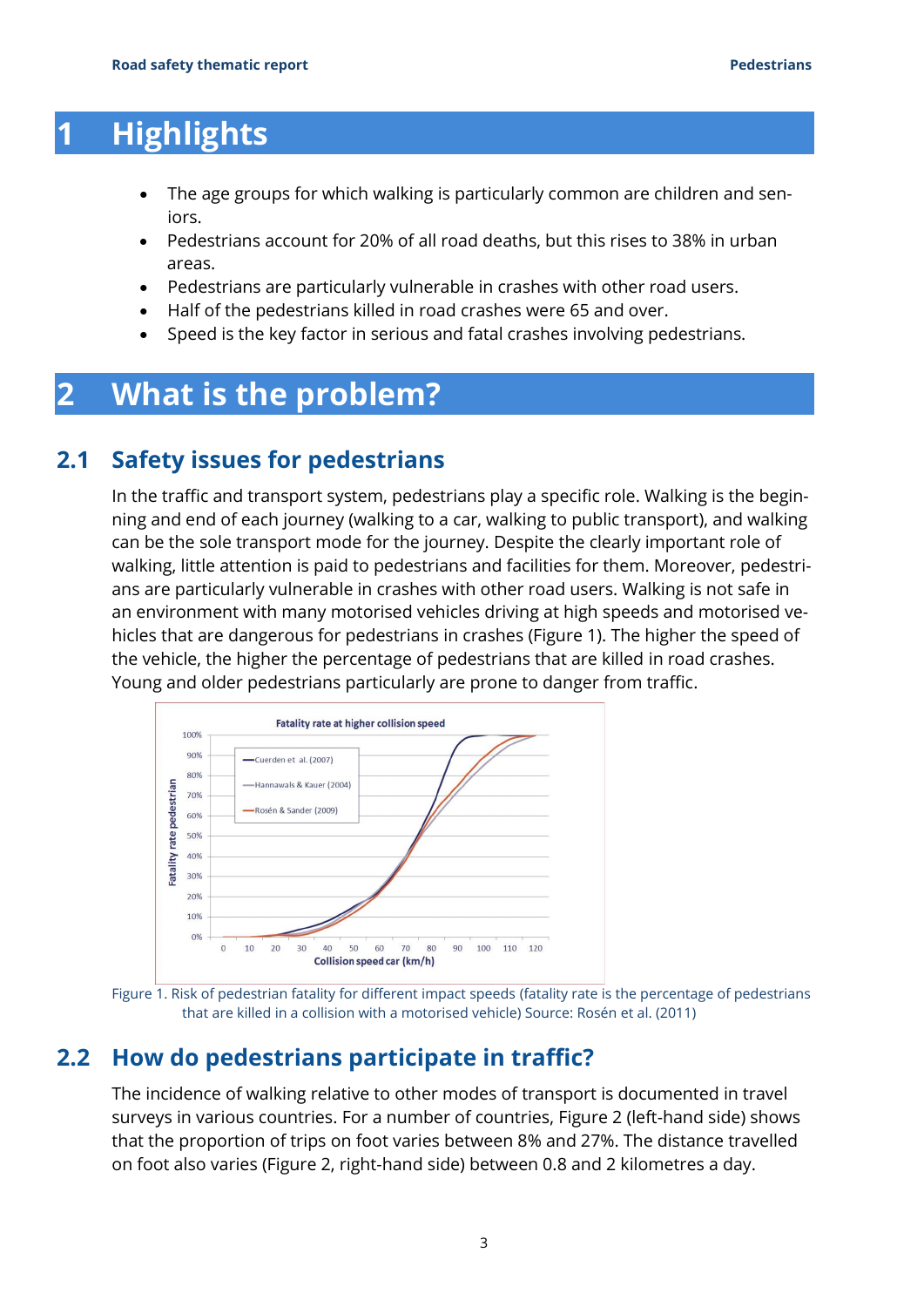# 1 Highlights

- The age groups for which walking is particularly common are children and seniors.
- Pedestrians account for 20% of all road deaths, but this rises to 38% in urban areas.
- Pedestrians are particularly vulnerable in crashes with other road users.
- Half of the pedestrians killed in road crashes were 65 and over.
- Speed is the key factor in serious and fatal crashes involving pedestrians.

# 2 What is the problem?

## 2.1 Safety issues for pedestrians

In the traffic and transport system, pedestrians play a specific role. Walking is the beginning and end of each journey (walking to a car, walking to public transport), and walking can be the sole transport mode for the journey. Despite the clearly important role of walking, little attention is paid to pedestrians and facilities for them. Moreover, pedestrians are particularly vulnerable in crashes with other road users. Walking is not safe in an environment with many motorised vehicles driving at high speeds and motorised vehicles that are dangerous for pedestrians in crashes (Figure 1). The higher the speed of the vehicle, the higher the percentage of pedestrians that are killed in road crashes. Young and older pedestrians particularly are prone to danger from traffic.

Figure 1. Risk of pedestrian fatality for different impact speeds (fatality rate is the percentage of pedestrians that are killed in a collision with a motorised vehicle) Source: Rosén et al. (2011)

## 2.2 How do pedestrians participate in traffic?

The incidence of walking relative to other modes of transport is documented in travel surveys in various countries. For a number of countries, Figure 2 (left-hand side) shows that the proportion of trips on foot varies between 8% and 27%. The distance travelled on foot also varies (Figure 2, right-hand side) between 0.8 and 2 kilometres a day.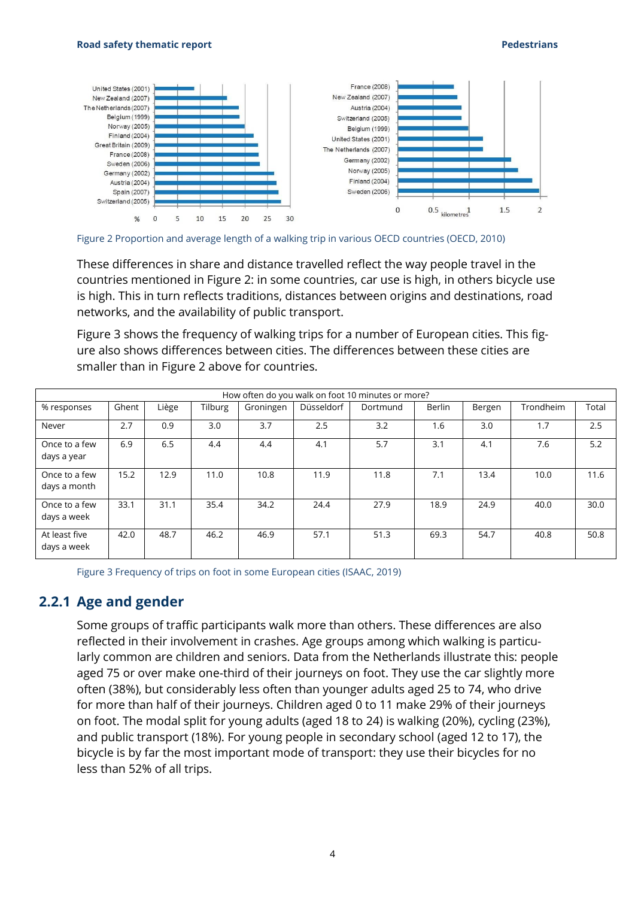Figure 2 Proportion and average length of a walking trip in various OECD countries (OECD, 2010)

These differences in share and distance travelled reflect the way people travel in the countries mentioned in Figure 2: in some countries, car use is high, in others bicycle use is high. This in turn reflects traditions, distances between origins and destinations, road networks, and the availability of public transport.

Figure 3 shows the frequency of walking trips for a number of European cities. This figure also shows differences between cities. The differences between these cities are smaller than in Figure 2 above for countries.

| How often do you walk on foot 10 minutes or more? | | | | | | | | | | |
|---|---|---|---|---|---|---|---|---|---|---|
| % responses | Ghent | Liège | Tilburg | Groningen | Düsseldorf | Dortmund | Berlin | Bergen | Trondheim | Total |
| Never | 2.7 | 0.9 | 3.0 | 3.7 | 2.5 | 3.2 | 1.6 | 3.0 | 1.7 | 2.5 |
| Once to a few days a year | 6.9 | 6.5 | 4.4 | 4.4 | 4.1 | 5.7 | 3.1 | 4.1 | 7.6 | 5.2 |
| Once to a few days a month | 15.2 | 12.9 | 11.0 | 10.8 | 11.9 | 11.8 | 7.1 | 13.4 | 10.0 | 11.6 |
| Once to a few days a week | 33.1 | 31.1 | 35.4 | 34.2 | 24.4 | 27.9 | 18.9 | 24.9 | 40.0 | 30.0 |
| At least five days a week | 42.0 | 48.7 | 46.2 | 46.9 | 57.1 | 51.3 | 69.3 | 54.7 | 40.8 | 50.8 |

Figure 3 Frequency of trips on foot in some European cities (ISAAC, 2019)

### 2.2.1 Age and gender

Some groups of traffic participants walk more than others. These differences are also reflected in their involvement in crashes. Age groups among which walking is particularly common are children and seniors. Data from the Netherlands illustrate this: people aged 75 or over make one-third of their journeys on foot. They use the car slightly more often (38%), but considerably less often than younger adults aged 25 to 74, who drive for more than half of their journeys. Children aged 0 to 11 make 29% of their journeys on foot. The modal split for young adults (aged 18 to 24) is walking (20%), cycling (23%), and public transport (18%). For young people in secondary school (aged 12 to 17), the bicycle is by far the most important mode of transport: they use their bicycles for no less than 52% of all trips.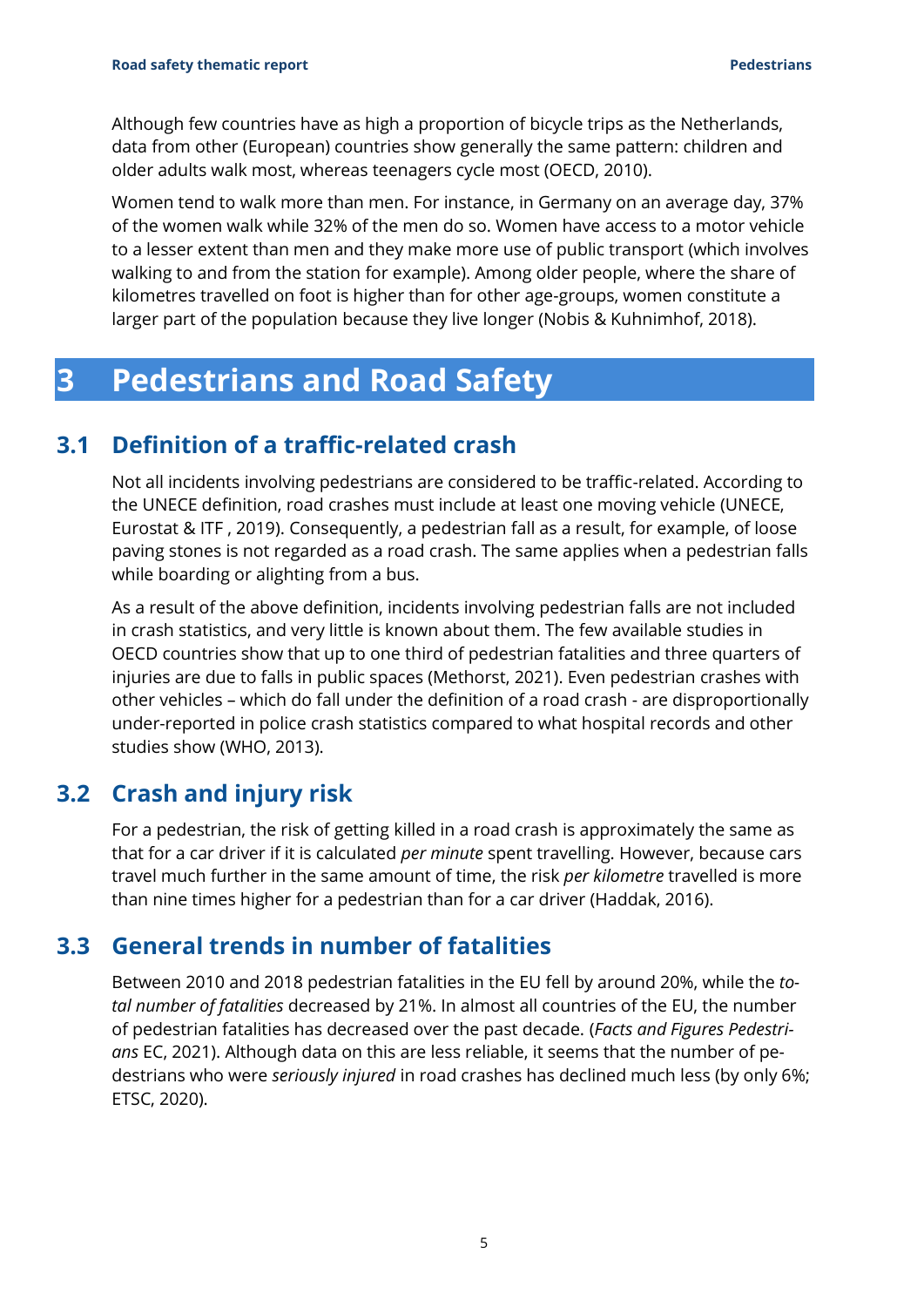Although few countries have as high a proportion of bicycle trips as the Netherlands, data from other (European) countries show generally the same pattern: children and older adults walk most, whereas teenagers cycle most (OECD, 2010).

Women tend to walk more than men. For instance, in Germany on an average day, 37% of the women walk while 32% of the men do so. Women have access to a motor vehicle to a lesser extent than men and they make more use of public transport (which involves walking to and from the station for example). Among older people, where the share of kilometres travelled on foot is higher than for other age-groups, women constitute a larger part of the population because they live longer (Nobis & Kuhnimhof, 2018).

# 3 Pedestrians and Road Safety

## 3.1 Definition of a traffic-related crash

Not all incidents involving pedestrians are considered to be traffic-related. According to the UNECE definition, road crashes must include at least one moving vehicle (UNECE, Eurostat & ITF , 2019). Consequently, a pedestrian fall as a result, for example, of loose paving stones is not regarded as a road crash. The same applies when a pedestrian falls while boarding or alighting from a bus.

As a result of the above definition, incidents involving pedestrian falls are not included in crash statistics, and very little is known about them. The few available studies in OECD countries show that up to one third of pedestrian fatalities and three quarters of injuries are due to falls in public spaces (Methorst, 2021). Even pedestrian crashes with other vehicles – which do fall under the definition of a road crash - are disproportionally under-reported in police crash statistics compared to what hospital records and other studies show (WHO, 2013).

## 3.2 Crash and injury risk

For a pedestrian, the risk of getting killed in a road crash is approximately the same as that for a car driver if it is calculated *per minute* spent travelling. However, because cars travel much further in the same amount of time, the risk *per kilometre* travelled is more than nine times higher for a pedestrian than for a car driver (Haddak, 2016).

## 3.3 General trends in number of fatalities

Between 2010 and 2018 pedestrian fatalities in the EU fell by around 20%, while the *total number of fatalities* decreased by 21%. In almost all countries of the EU, the number of pedestrian fatalities has decreased over the past decade. (*Facts and Figures Pedestrians* EC, 2021). Although data on this are less reliable, it seems that the number of pedestrians who were *seriously injured* in road crashes has declined much less (by only 6%; ETSC, 2020).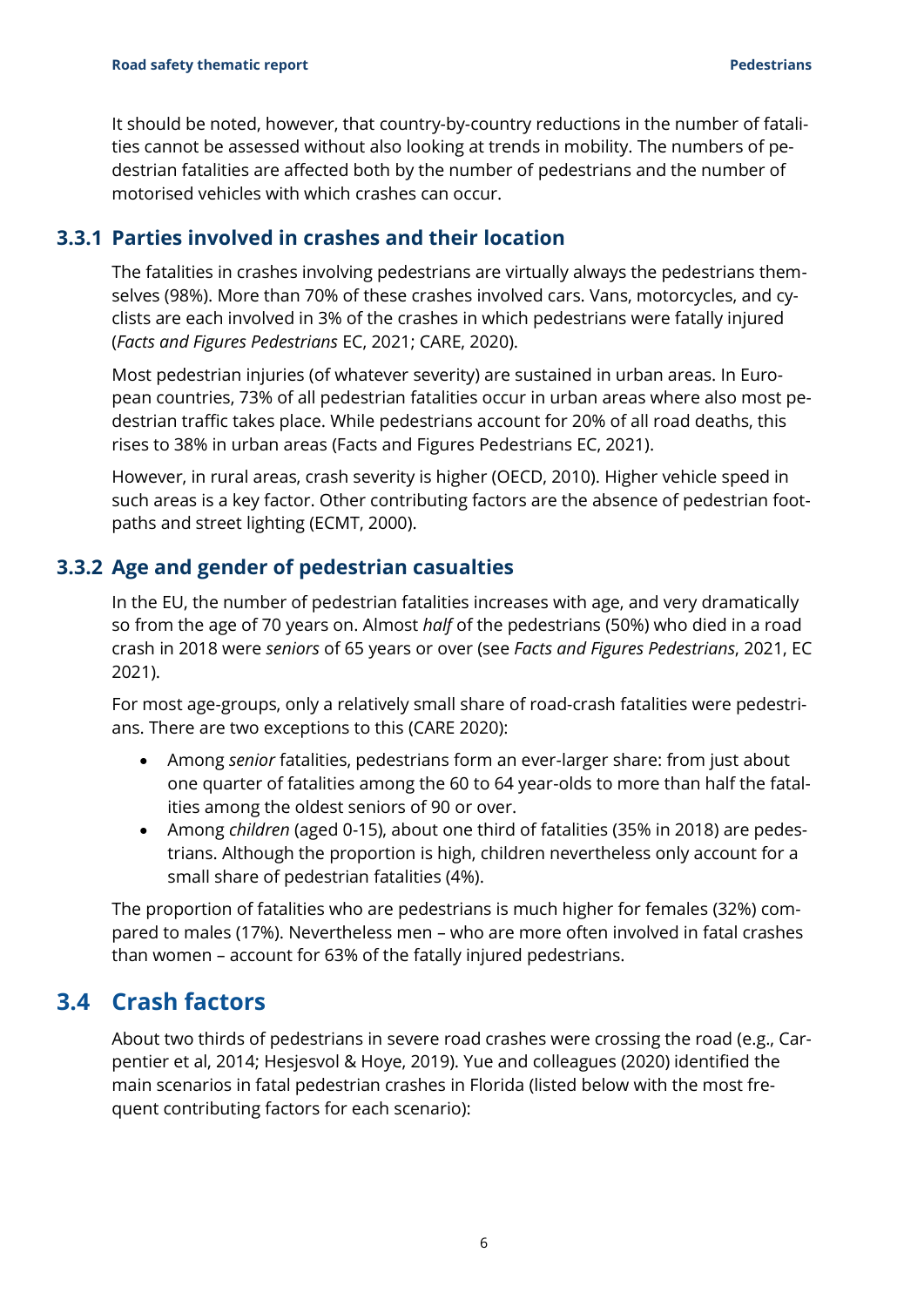It should be noted, however, that country-by-country reductions in the number of fatalities cannot be assessed without also looking at trends in mobility. The numbers of pedestrian fatalities are affected both by the number of pedestrians and the number of motorised vehicles with which crashes can occur.

### 3.3.1 Parties involved in crashes and their location

The fatalities in crashes involving pedestrians are virtually always the pedestrians themselves (98%). More than 70% of these crashes involved cars. Vans, motorcycles, and cyclists are each involved in 3% of the crashes in which pedestrians were fatally injured (*Facts and Figures Pedestrians* EC, 2021; CARE, 2020).

Most pedestrian injuries (of whatever severity) are sustained in urban areas. In European countries, 73% of all pedestrian fatalities occur in urban areas where also most pedestrian traffic takes place. While pedestrians account for 20% of all road deaths, this rises to 38% in urban areas (Facts and Figures Pedestrians EC, 2021).

However, in rural areas, crash severity is higher (OECD, 2010). Higher vehicle speed in such areas is a key factor. Other contributing factors are the absence of pedestrian footpaths and street lighting (ECMT, 2000).

### 3.3.2 Age and gender of pedestrian casualties

In the EU, the number of pedestrian fatalities increases with age, and very dramatically so from the age of 70 years on. Almost *half* of the pedestrians (50%) who died in a road crash in 2018 were *seniors* of 65 years or over (see *Facts and Figures Pedestrians*, 2021, EC 2021).

For most age-groups, only a relatively small share of road-crash fatalities were pedestrians. There are two exceptions to this (CARE 2020):

- Among *senior* fatalities, pedestrians form an ever-larger share: from just about one quarter of fatalities among the 60 to 64 year-olds to more than half the fatalities among the oldest seniors of 90 or over.
- Among *children* (aged 0-15), about one third of fatalities (35% in 2018) are pedestrians. Although the proportion is high, children nevertheless only account for a small share of pedestrian fatalities (4%).

The proportion of fatalities who are pedestrians is much higher for females (32%) compared to males (17%). Nevertheless men – who are more often involved in fatal crashes than women – account for 63% of the fatally injured pedestrians.

## 3.4 Crash factors

About two thirds of pedestrians in severe road crashes were crossing the road (e.g., Carpentier et al, 2014; Hesjesvol & Hoye, 2019). Yue and colleagues (2020) identified the main scenarios in fatal pedestrian crashes in Florida (listed below with the most frequent contributing factors for each scenario):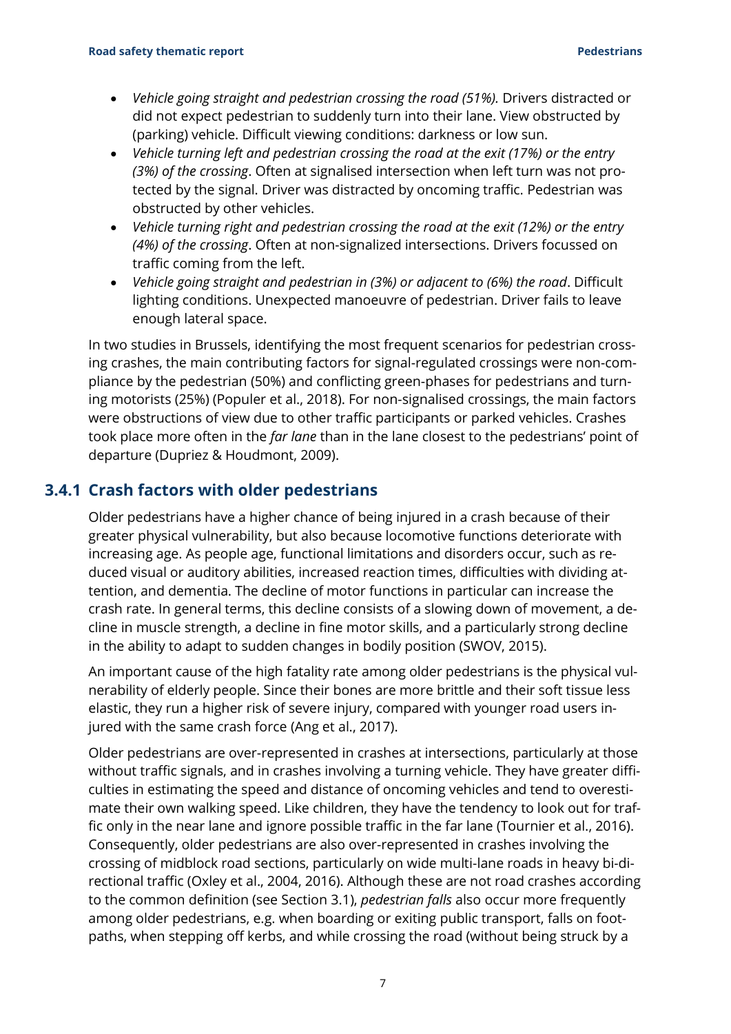- *Vehicle going straight and pedestrian crossing the road (51%).* Drivers distracted or did not expect pedestrian to suddenly turn into their lane. View obstructed by (parking) vehicle. Difficult viewing conditions: darkness or low sun.
- *Vehicle turning left and pedestrian crossing the road at the exit (17%) or the entry (3%) of the crossing*. Often at signalised intersection when left turn was not protected by the signal. Driver was distracted by oncoming traffic. Pedestrian was obstructed by other vehicles.
- *Vehicle turning right and pedestrian crossing the road at the exit (12%) or the entry (4%) of the crossing*. Often at non-signalized intersections. Drivers focussed on traffic coming from the left.
- *Vehicle going straight and pedestrian in (3%) or adjacent to (6%) the road*. Difficult lighting conditions. Unexpected manoeuvre of pedestrian. Driver fails to leave enough lateral space.

In two studies in Brussels, identifying the most frequent scenarios for pedestrian crossing crashes, the main contributing factors for signal-regulated crossings were non-compliance by the pedestrian (50%) and conflicting green-phases for pedestrians and turning motorists (25%) (Populer et al., 2018). For non-signalised crossings, the main factors were obstructions of view due to other traffic participants or parked vehicles. Crashes took place more often in the *far lane* than in the lane closest to the pedestrians' point of departure (Dupriez & Houdmont, 2009).

### 3.4.1 Crash factors with older pedestrians

Older pedestrians have a higher chance of being injured in a crash because of their greater physical vulnerability, but also because locomotive functions deteriorate with increasing age. As people age, functional limitations and disorders occur, such as reduced visual or auditory abilities, increased reaction times, difficulties with dividing attention, and dementia. The decline of motor functions in particular can increase the crash rate. In general terms, this decline consists of a slowing down of movement, a decline in muscle strength, a decline in fine motor skills, and a particularly strong decline in the ability to adapt to sudden changes in bodily position (SWOV, 2015).

An important cause of the high fatality rate among older pedestrians is the physical vulnerability of elderly people. Since their bones are more brittle and their soft tissue less elastic, they run a higher risk of severe injury, compared with younger road users injured with the same crash force (Ang et al., 2017).

Older pedestrians are over-represented in crashes at intersections, particularly at those without traffic signals, and in crashes involving a turning vehicle. They have greater difficulties in estimating the speed and distance of oncoming vehicles and tend to overestimate their own walking speed. Like children, they have the tendency to look out for traffic only in the near lane and ignore possible traffic in the far lane (Tournier et al., 2016). Consequently, older pedestrians are also over-represented in crashes involving the crossing of midblock road sections, particularly on wide multi-lane roads in heavy bi-directional traffic (Oxley et al., 2004, 2016). Although these are not road crashes according to the common definition (see Section 3.1), *pedestrian falls* also occur more frequently among older pedestrians, e.g. when boarding or exiting public transport, falls on footpaths, when stepping off kerbs, and while crossing the road (without being struck by a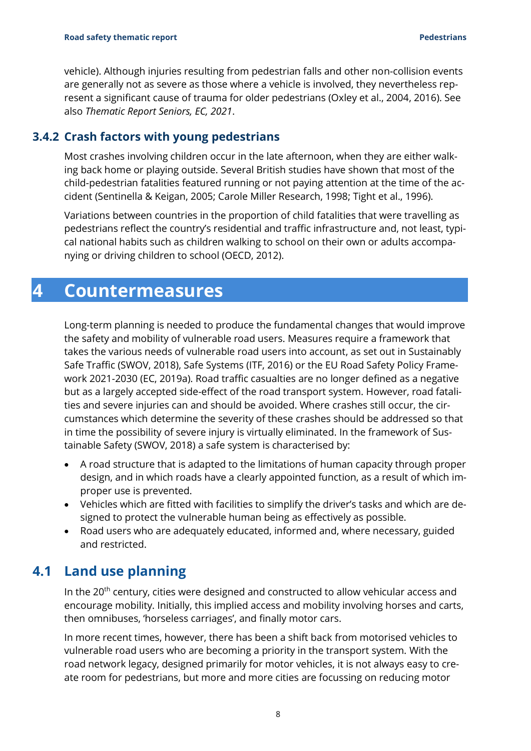vehicle). Although injuries resulting from pedestrian falls and other non-collision events are generally not as severe as those where a vehicle is involved, they nevertheless represent a significant cause of trauma for older pedestrians (Oxley et al., 2004, 2016). See also *Thematic Report Seniors, EC, 2021*.

### 3.4.2 Crash factors with young pedestrians

Most crashes involving children occur in the late afternoon, when they are either walking back home or playing outside. Several British studies have shown that most of the child-pedestrian fatalities featured running or not paying attention at the time of the accident (Sentinella & Keigan, 2005; Carole Miller Research, 1998; Tight et al., 1996).

Variations between countries in the proportion of child fatalities that were travelling as pedestrians reflect the country's residential and traffic infrastructure and, not least, typical national habits such as children walking to school on their own or adults accompanying or driving children to school (OECD, 2012).

# 4 Countermeasures

Long-term planning is needed to produce the fundamental changes that would improve the safety and mobility of vulnerable road users. Measures require a framework that takes the various needs of vulnerable road users into account, as set out in Sustainably Safe Traffic (SWOV, 2018), Safe Systems (ITF, 2016) or the EU Road Safety Policy Framework 2021-2030 (EC, 2019a). Road traffic casualties are no longer defined as a negative but as a largely accepted side-effect of the road transport system. However, road fatalities and severe injuries can and should be avoided. Where crashes still occur, the circumstances which determine the severity of these crashes should be addressed so that in time the possibility of severe injury is virtually eliminated. In the framework of Sustainable Safety (SWOV, 2018) a safe system is characterised by:

- A road structure that is adapted to the limitations of human capacity through proper design, and in which roads have a clearly appointed function, as a result of which improper use is prevented.
- Vehicles which are fitted with facilities to simplify the driver's tasks and which are designed to protect the vulnerable human being as effectively as possible.
- Road users who are adequately educated, informed and, where necessary, guided and restricted.

## 4.1 Land use planning

In the 20th century, cities were designed and constructed to allow vehicular access and encourage mobility. Initially, this implied access and mobility involving horses and carts, then omnibuses, 'horseless carriages', and finally motor cars.

In more recent times, however, there has been a shift back from motorised vehicles to vulnerable road users who are becoming a priority in the transport system. With the road network legacy, designed primarily for motor vehicles, it is not always easy to create room for pedestrians, but more and more cities are focussing on reducing motor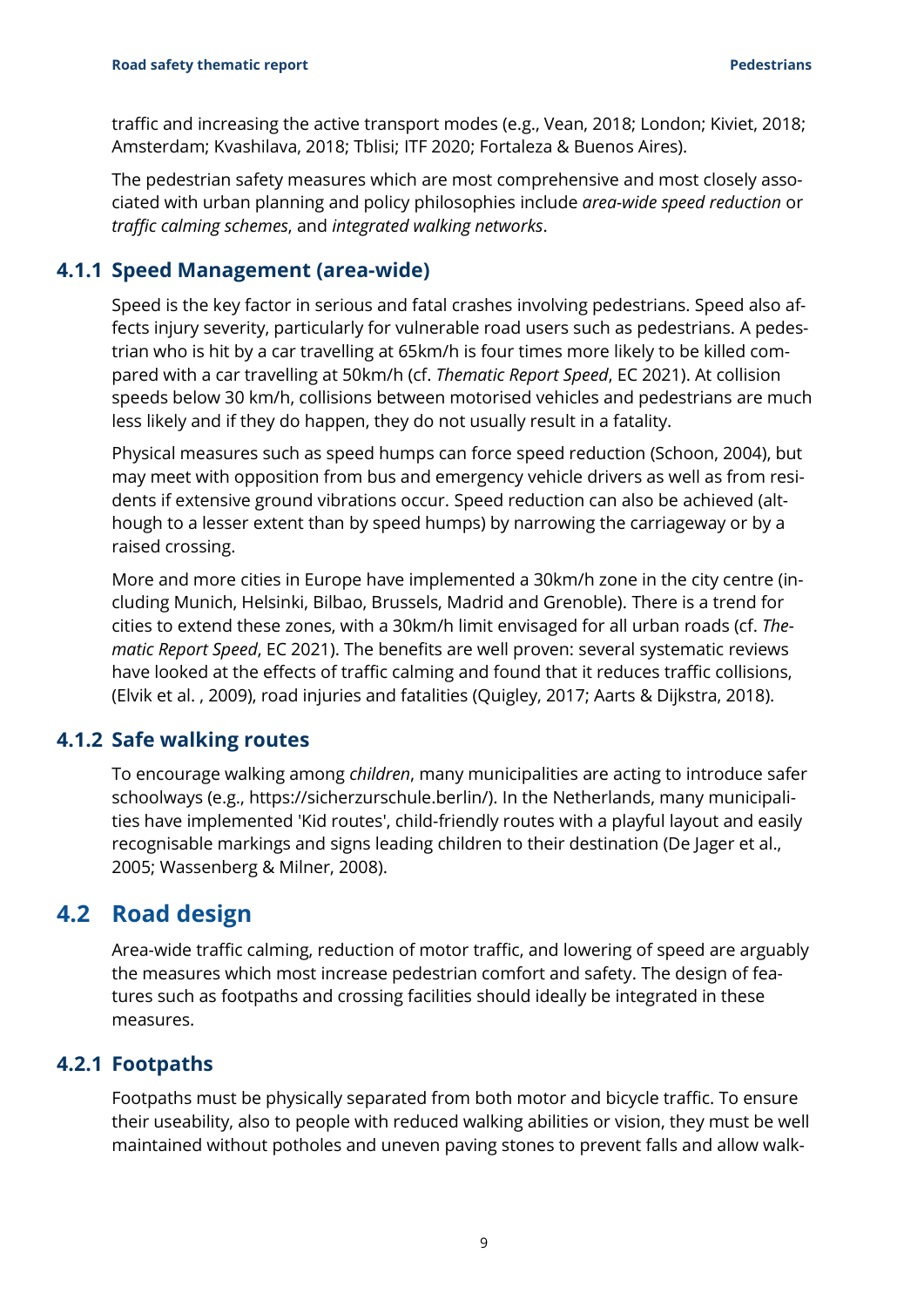traffic and increasing the active transport modes (e.g., Vean, 2018; London; Kiviet, 2018; Amsterdam; Kvashilava, 2018; Tblisi; ITF 2020; Fortaleza & Buenos Aires).

The pedestrian safety measures which are most comprehensive and most closely associated with urban planning and policy philosophies include *area-wide speed reduction* or *traffic calming schemes*, and *integrated walking networks*.

### 4.1.1 Speed Management (area-wide)

Speed is the key factor in serious and fatal crashes involving pedestrians. Speed also affects injury severity, particularly for vulnerable road users such as pedestrians. A pedestrian who is hit by a car travelling at 65km/h is four times more likely to be killed compared with a car travelling at 50km/h (cf. *Thematic Report Speed*, EC 2021). At collision speeds below 30 km/h, collisions between motorised vehicles and pedestrians are much less likely and if they do happen, they do not usually result in a fatality.

Physical measures such as speed humps can force speed reduction (Schoon, 2004), but may meet with opposition from bus and emergency vehicle drivers as well as from residents if extensive ground vibrations occur. Speed reduction can also be achieved (although to a lesser extent than by speed humps) by narrowing the carriageway or by a raised crossing.

More and more cities in Europe have implemented a 30km/h zone in the city centre (including Munich, Helsinki, Bilbao, Brussels, Madrid and Grenoble). There is a trend for cities to extend these zones, with a 30km/h limit envisaged for all urban roads (cf. *Thematic Report Speed*, EC 2021). The benefits are well proven: several systematic reviews have looked at the effects of traffic calming and found that it reduces traffic collisions, (Elvik et al. , 2009), road injuries and fatalities (Quigley, 2017; Aarts & Dijkstra, 2018).

### 4.1.2 Safe walking routes

To encourage walking among *children*, many municipalities are acting to introduce safer schoolways (e.g., https://sicherzurschule.berlin/). In the Netherlands, many municipalities have implemented 'Kid routes', child-friendly routes with a playful layout and easily recognisable markings and signs leading children to their destination (De Jager et al., 2005; Wassenberg & Milner, 2008).

## 4.2 Road design

Area-wide traffic calming, reduction of motor traffic, and lowering of speed are arguably the measures which most increase pedestrian comfort and safety. The design of features such as footpaths and crossing facilities should ideally be integrated in these measures.

### 4.2.1 Footpaths

Footpaths must be physically separated from both motor and bicycle traffic. To ensure their useability, also to people with reduced walking abilities or vision, they must be well maintained without potholes and uneven paving stones to prevent falls and allow walk-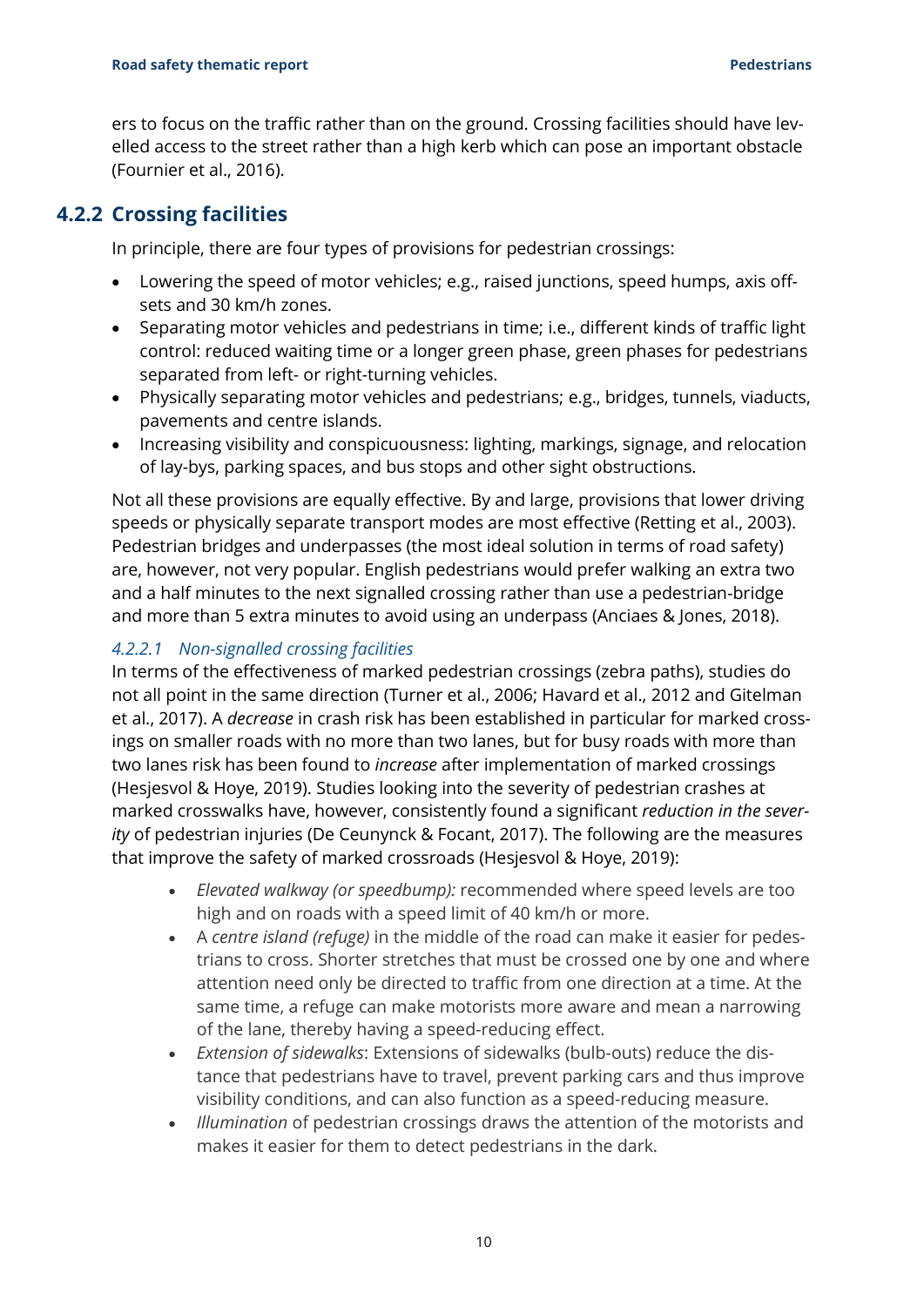ers to focus on the traffic rather than on the ground. Crossing facilities should have levelled access to the street rather than a high kerb which can pose an important obstacle (Fournier et al., 2016).

### 4.2.2 Crossing facilities

In principle, there are four types of provisions for pedestrian crossings:

- Lowering the speed of motor vehicles; e.g., raised junctions, speed humps, axis offsets and 30 km/h zones.
- Separating motor vehicles and pedestrians in time; i.e., different kinds of traffic light control: reduced waiting time or a longer green phase, green phases for pedestrians separated from left- or right-turning vehicles.
- Physically separating motor vehicles and pedestrians; e.g., bridges, tunnels, viaducts, pavements and centre islands.
- Increasing visibility and conspicuousness: lighting, markings, signage, and relocation of lay-bys, parking spaces, and bus stops and other sight obstructions.

Not all these provisions are equally effective. By and large, provisions that lower driving speeds or physically separate transport modes are most effective (Retting et al., 2003). Pedestrian bridges and underpasses (the most ideal solution in terms of road safety) are, however, not very popular. English pedestrians would prefer walking an extra two and a half minutes to the next signalled crossing rather than use a pedestrian-bridge and more than 5 extra minutes to avoid using an underpass (Anciaes & Jones, 2018).

#### *4.2.2.1 Non-signalled crossing facilities*

In terms of the effectiveness of marked pedestrian crossings (zebra paths), studies do not all point in the same direction (Turner et al., 2006; Havard et al., 2012 and Gitelman et al., 2017). A *decrease* in crash risk has been established in particular for marked crossings on smaller roads with no more than two lanes, but for busy roads with more than two lanes risk has been found to *increase* after implementation of marked crossings (Hesjesvol & Hoye, 2019). Studies looking into the severity of pedestrian crashes at marked crosswalks have, however, consistently found a significant *reduction in the severity* of pedestrian injuries (De Ceunynck & Focant, 2017). The following are the measures that improve the safety of marked crossroads (Hesjesvol & Hoye, 2019):

- *Elevated walkway (or speedbump):* recommended where speed levels are too high and on roads with a speed limit of 40 km/h or more.
- A *centre island (refuge)* in the middle of the road can make it easier for pedestrians to cross. Shorter stretches that must be crossed one by one and where attention need only be directed to traffic from one direction at a time. At the same time, a refuge can make motorists more aware and mean a narrowing of the lane, thereby having a speed-reducing effect.
- *Extension of sidewalks*: Extensions of sidewalks (bulb-outs) reduce the distance that pedestrians have to travel, prevent parking cars and thus improve visibility conditions, and can also function as a speed-reducing measure.
- *Illumination* of pedestrian crossings draws the attention of the motorists and makes it easier for them to detect pedestrians in the dark.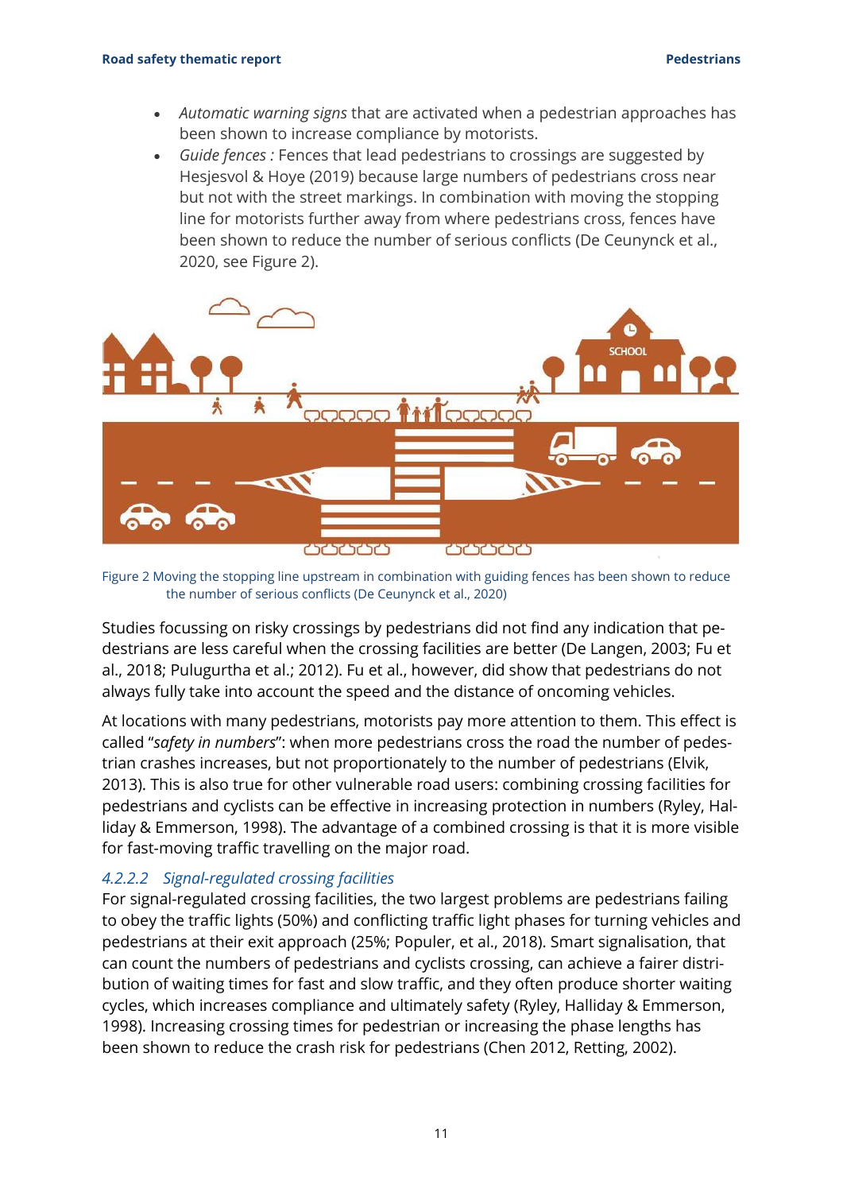- *Automatic warning signs* that are activated when a pedestrian approaches has been shown to increase compliance by motorists.
- *Guide fences :* Fences that lead pedestrians to crossings are suggested by Hesjesvol & Hoye (2019) because large numbers of pedestrians cross near but not with the street markings. In combination with moving the stopping line for motorists further away from where pedestrians cross, fences have been shown to reduce the number of serious conflicts (De Ceunynck et al., 2020, see Figure 2).

Figure 2 Moving the stopping line upstream in combination with guiding fences has been shown to reduce the number of serious conflicts (De Ceunynck et al., 2020)

Studies focussing on risky crossings by pedestrians did not find any indication that pedestrians are less careful when the crossing facilities are better (De Langen, 2003; Fu et al., 2018; Pulugurtha et al.; 2012). Fu et al., however, did show that pedestrians do not always fully take into account the speed and the distance of oncoming vehicles.

At locations with many pedestrians, motorists pay more attention to them. This effect is called "*safety in numbers*": when more pedestrians cross the road the number of pedestrian crashes increases, but not proportionately to the number of pedestrians (Elvik, 2013). This is also true for other vulnerable road users: combining crossing facilities for pedestrians and cyclists can be effective in increasing protection in numbers (Ryley, Halliday & Emmerson, 1998). The advantage of a combined crossing is that it is more visible for fast-moving traffic travelling on the major road.

#### *4.2.2.2 Signal-regulated crossing facilities*

For signal-regulated crossing facilities, the two largest problems are pedestrians failing to obey the traffic lights (50%) and conflicting traffic light phases for turning vehicles and pedestrians at their exit approach (25%; Populer, et al., 2018). Smart signalisation, that can count the numbers of pedestrians and cyclists crossing, can achieve a fairer distribution of waiting times for fast and slow traffic, and they often produce shorter waiting cycles, which increases compliance and ultimately safety (Ryley, Halliday & Emmerson, 1998). Increasing crossing times for pedestrian or increasing the phase lengths has been shown to reduce the crash risk for pedestrians (Chen 2012, Retting, 2002).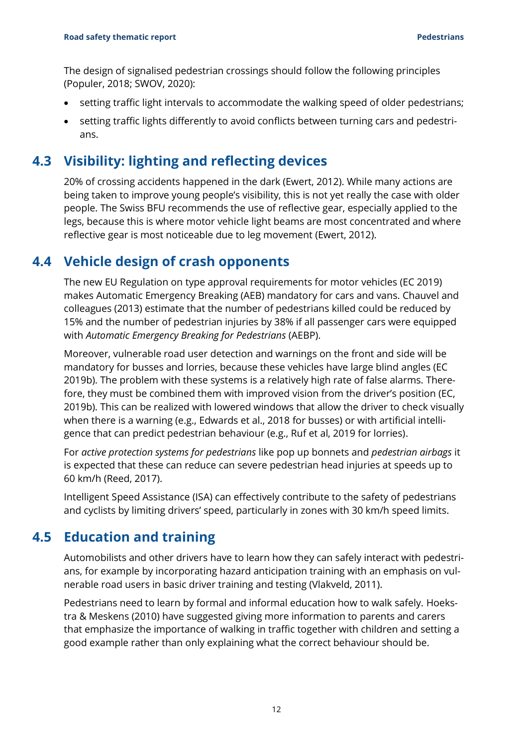The design of signalised pedestrian crossings should follow the following principles (Populer, 2018; SWOV, 2020):

- setting traffic light intervals to accommodate the walking speed of older pedestrians;
- setting traffic lights differently to avoid conflicts between turning cars and pedestrians.

## 4.3 Visibility: lighting and reflecting devices

20% of crossing accidents happened in the dark (Ewert, 2012). While many actions are being taken to improve young people's visibility, this is not yet really the case with older people. The Swiss BFU recommends the use of reflective gear, especially applied to the legs, because this is where motor vehicle light beams are most concentrated and where reflective gear is most noticeable due to leg movement (Ewert, 2012).

## 4.4 Vehicle design of crash opponents

The new EU Regulation on type approval requirements for motor vehicles (EC 2019) makes Automatic Emergency Breaking (AEB) mandatory for cars and vans. Chauvel and colleagues (2013) estimate that the number of pedestrians killed could be reduced by 15% and the number of pedestrian injuries by 38% if all passenger cars were equipped with *Automatic Emergency Breaking for Pedestrians* (AEBP).

Moreover, vulnerable road user detection and warnings on the front and side will be mandatory for busses and lorries, because these vehicles have large blind angles (EC 2019b). The problem with these systems is a relatively high rate of false alarms. Therefore, they must be combined them with improved vision from the driver's position (EC, 2019b). This can be realized with lowered windows that allow the driver to check visually when there is a warning (e.g., Edwards et al., 2018 for busses) or with artificial intelligence that can predict pedestrian behaviour (e.g., Ruf et al, 2019 for lorries).

For *active protection systems for pedestrians* like pop up bonnets and *pedestrian airbags* it is expected that these can reduce can severe pedestrian head injuries at speeds up to 60 km/h (Reed, 2017).

Intelligent Speed Assistance (ISA) can effectively contribute to the safety of pedestrians and cyclists by limiting drivers' speed, particularly in zones with 30 km/h speed limits.

## 4.5 Education and training

Automobilists and other drivers have to learn how they can safely interact with pedestrians, for example by incorporating hazard anticipation training with an emphasis on vulnerable road users in basic driver training and testing (Vlakveld, 2011).

Pedestrians need to learn by formal and informal education how to walk safely. Hoekstra & Meskens (2010) have suggested giving more information to parents and carers that emphasize the importance of walking in traffic together with children and setting a good example rather than only explaining what the correct behaviour should be.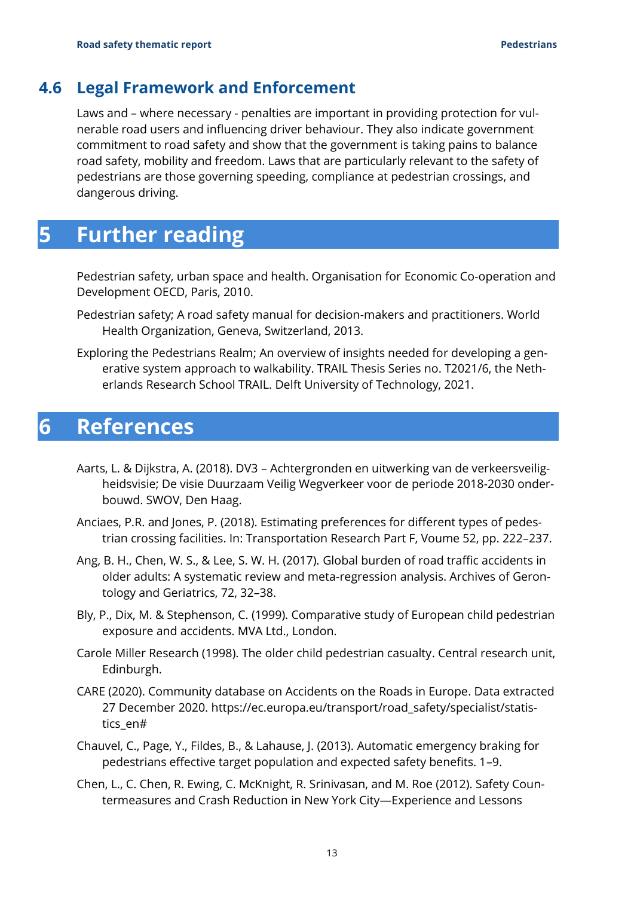### 4.6 Legal Framework and Enforcement

Laws and – where necessary - penalties are important in providing protection for vulnerable road users and influencing driver behaviour. They also indicate government commitment to road safety and show that the government is taking pains to balance road safety, mobility and freedom. Laws that are particularly relevant to the safety of pedestrians are those governing speeding, compliance at pedestrian crossings, and dangerous driving.

# 5 Further reading

Pedestrian safety, urban space and health. Organisation for Economic Co-operation and Development OECD, Paris, 2010.

Pedestrian safety; A road safety manual for decision-makers and practitioners. World Health Organization, Geneva, Switzerland, 2013.

Exploring the Pedestrians Realm; An overview of insights needed for developing a generative system approach to walkability. TRAIL Thesis Series no. T2021/6, the Netherlands Research School TRAIL. Delft University of Technology, 2021.

# 6 References

Aarts, L. & Dijkstra, A. (2018). DV3 – Achtergronden en uitwerking van de verkeersveiligheidsvisie; De visie Duurzaam Veilig Wegverkeer voor de periode 2018-2030 onderbouwd. SWOV, Den Haag.

Anciaes, P.R. and Jones, P. (2018). Estimating preferences for different types of pedestrian crossing facilities. In: Transportation Research Part F, Voume 52, pp. 222–237.

Ang, B. H., Chen, W. S., & Lee, S. W. H. (2017). Global burden of road traffic accidents in older adults: A systematic review and meta-regression analysis. Archives of Gerontology and Geriatrics, 72, 32–38.

Bly, P., Dix, M. & Stephenson, C. (1999). Comparative study of European child pedestrian exposure and accidents. MVA Ltd., London.

Carole Miller Research (1998). The older child pedestrian casualty. Central research unit, Edinburgh.

CARE (2020). Community database on Accidents on the Roads in Europe. Data extracted 27 December 2020. https://ec.europa.eu/transport/road_safety/specialist/statistics_en#

Chauvel, C., Page, Y., Fildes, B., & Lahause, J. (2013). Automatic emergency braking for pedestrians effective target population and expected safety benefits. 1–9.

Chen, L., C. Chen, R. Ewing, C. McKnight, R. Srinivasan, and M. Roe (2012). Safety Countermeasures and Crash Reduction in New York City—Experience and Lessons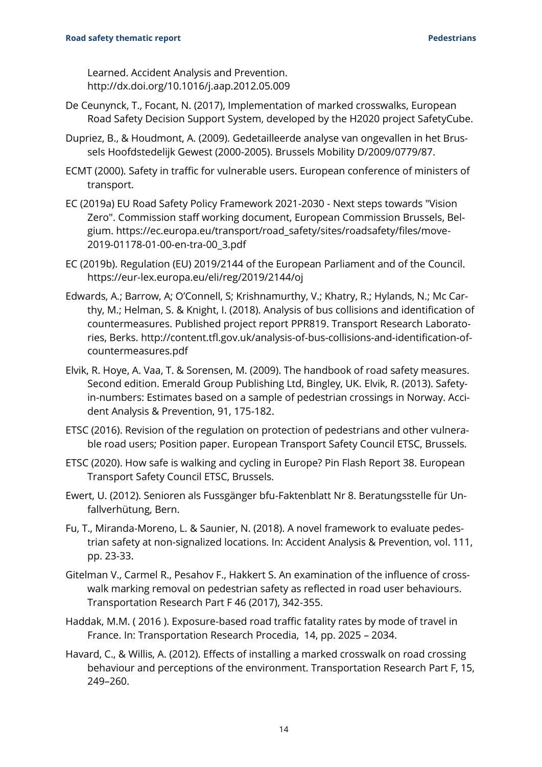Learned. Accident Analysis and Prevention. http://dx.doi.org/10.1016/j.aap.2012.05.009

De Ceunynck, T., Focant, N. (2017), Implementation of marked crosswalks, European Road Safety Decision Support System, developed by the H2020 project SafetyCube.

Dupriez, B., & Houdmont, A. (2009). Gedetailleerde analyse van ongevallen in het Brussels Hoofdstedelijk Gewest (2000-2005). Brussels Mobility D/2009/0779/87.

ECMT (2000). Safety in traffic for vulnerable users. European conference of ministers of transport.

EC (2019a) EU Road Safety Policy Framework 2021-2030 - Next steps towards "Vision Zero". Commission staff working document, European Commission Brussels, Belgium. https://ec.europa.eu/transport/road_safety/sites/roadsafety/files/move-2019-01178-01-00-en-tra-00_3.pdf

EC (2019b). Regulation (EU) 2019/2144 of the European Parliament and of the Council. https://eur-lex.europa.eu/eli/reg/2019/2144/oj

Edwards, A.; Barrow, A; O'Connell, S; Krishnamurthy, V.; Khatry, R.; Hylands, N.; Mc Carthy, M.; Helman, S. & Knight, I. (2018). Analysis of bus collisions and identification of countermeasures. Published project report PPR819. Transport Research Laboratories, Berks. http://content.tfl.gov.uk/analysis-of-bus-collisions-and-identification-of-countermeasures.pdf

Elvik, R. Hoye, A. Vaa, T. & Sorensen, M. (2009). The handbook of road safety measures. Second edition. Emerald Group Publishing Ltd, Bingley, UK. Elvik, R. (2013). Safety-in-numbers: Estimates based on a sample of pedestrian crossings in Norway. Accident Analysis & Prevention, 91, 175-182.

ETSC (2016). Revision of the regulation on protection of pedestrians and other vulnerable road users; Position paper. European Transport Safety Council ETSC, Brussels.

ETSC (2020). How safe is walking and cycling in Europe? Pin Flash Report 38. European Transport Safety Council ETSC, Brussels.

Ewert, U. (2012). Senioren als Fussgänger bfu-Faktenblatt Nr 8. Beratungsstelle für Unfallverhütung, Bern.

Fu, T., Miranda-Moreno, L. & Saunier, N. (2018). A novel framework to evaluate pedestrian safety at non-signalized locations. In: Accident Analysis & Prevention, vol. 111, pp. 23-33.

Gitelman V., Carmel R., Pesahov F., Hakkert S. An examination of the influence of crosswalk marking removal on pedestrian safety as reflected in road user behaviours. Transportation Research Part F 46 (2017), 342-355.

Haddak, M.M. ( 2016 ). Exposure-based road traffic fatality rates by mode of travel in France. In: Transportation Research Procedia, 14, pp. 2025 – 2034.

Havard, C., & Willis, A. (2012). Effects of installing a marked crosswalk on road crossing behaviour and perceptions of the environment. Transportation Research Part F, 15, 249–260.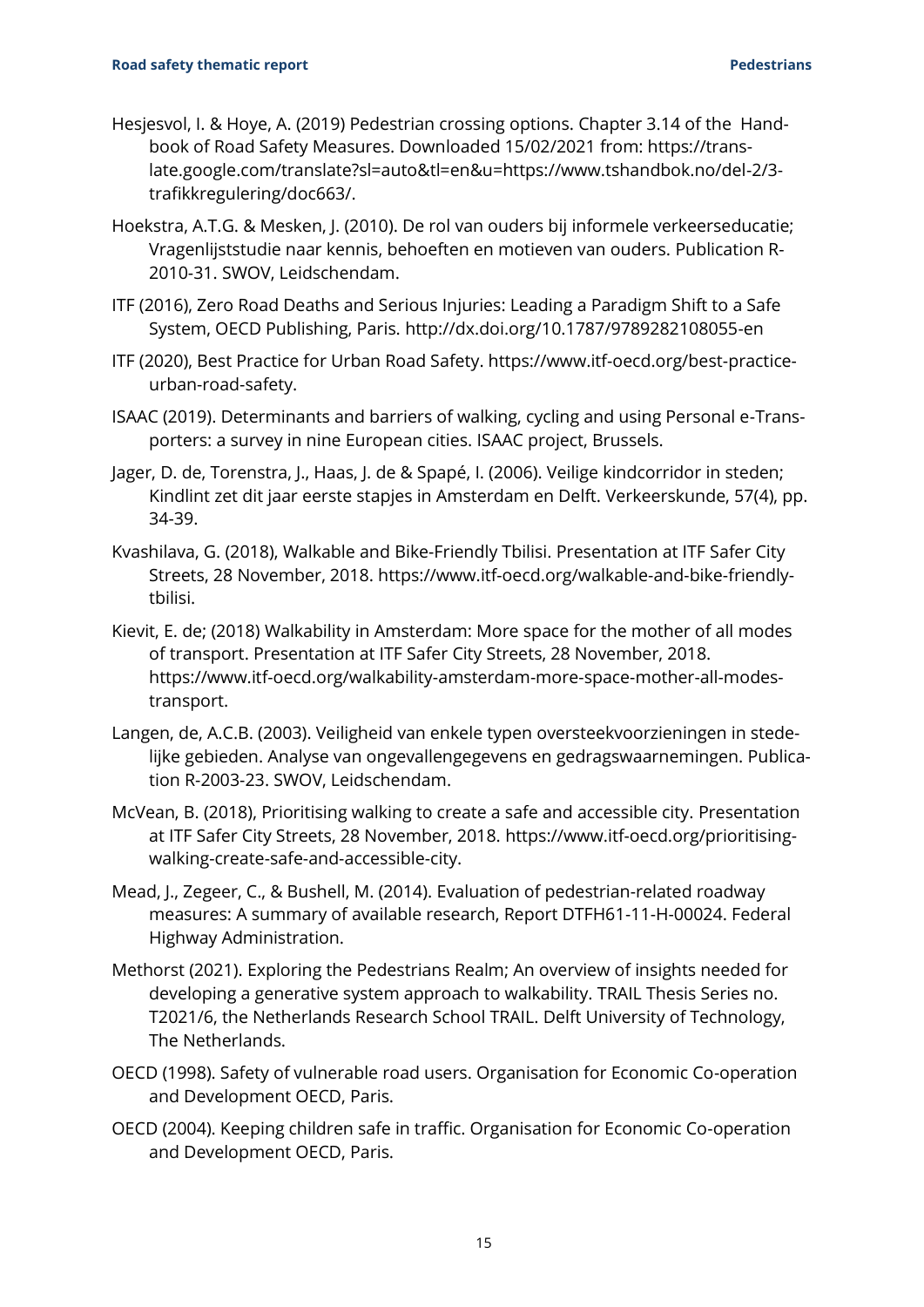Hesjesvol, I. & Hoye, A. (2019) Pedestrian crossing options. Chapter 3.14 of the Handbook of Road Safety Measures. Downloaded 15/02/2021 from: https://translate.google.com/translate?sl=auto&tl=en&u=https://www.tshandbok.no/del-2/3-trafikkregulering/doc663/.

Hoekstra, A.T.G. & Mesken, J. (2010). De rol van ouders bij informele verkeerseducatie; Vragenlijststudie naar kennis, behoeften en motieven van ouders. Publication R-2010-31. SWOV, Leidschendam.

ITF (2016), Zero Road Deaths and Serious Injuries: Leading a Paradigm Shift to a Safe System, OECD Publishing, Paris. http://dx.doi.org/10.1787/9789282108055-en

ITF (2020), Best Practice for Urban Road Safety. https://www.itf-oecd.org/best-practice-urban-road-safety.

ISAAC (2019). Determinants and barriers of walking, cycling and using Personal e-Transporters: a survey in nine European cities. ISAAC project, Brussels.

Jager, D. de, Torenstra, J., Haas, J. de & Spapé, I. (2006). Veilige kindcorridor in steden; Kindlint zet dit jaar eerste stapjes in Amsterdam en Delft. Verkeerskunde, 57(4), pp. 34-39.

Kvashilava, G. (2018), Walkable and Bike-Friendly Tbilisi. Presentation at ITF Safer City Streets, 28 November, 2018. https://www.itf-oecd.org/walkable-and-bike-friendly-tbilisi.

Kievit, E. de; (2018) Walkability in Amsterdam: More space for the mother of all modes of transport. Presentation at ITF Safer City Streets, 28 November, 2018. https://www.itf-oecd.org/walkability-amsterdam-more-space-mother-all-modes-transport.

Langen, de, A.C.B. (2003). Veiligheid van enkele typen oversteekvoorzieningen in stedelijke gebieden. Analyse van ongevallengegevens en gedragswaarnemingen. Publication R-2003-23. SWOV, Leidschendam.

McVean, B. (2018), Prioritising walking to create a safe and accessible city. Presentation at ITF Safer City Streets, 28 November, 2018. https://www.itf-oecd.org/prioritising-walking-create-safe-and-accessible-city.

Mead, J., Zegeer, C., & Bushell, M. (2014). Evaluation of pedestrian-related roadway measures: A summary of available research, Report DTFH61-11-H-00024. Federal Highway Administration.

Methorst (2021). Exploring the Pedestrians Realm; An overview of insights needed for developing a generative system approach to walkability. TRAIL Thesis Series no. T2021/6, the Netherlands Research School TRAIL. Delft University of Technology, The Netherlands.

OECD (1998). Safety of vulnerable road users. Organisation for Economic Co-operation and Development OECD, Paris.

OECD (2004). Keeping children safe in traffic. Organisation for Economic Co-operation and Development OECD, Paris.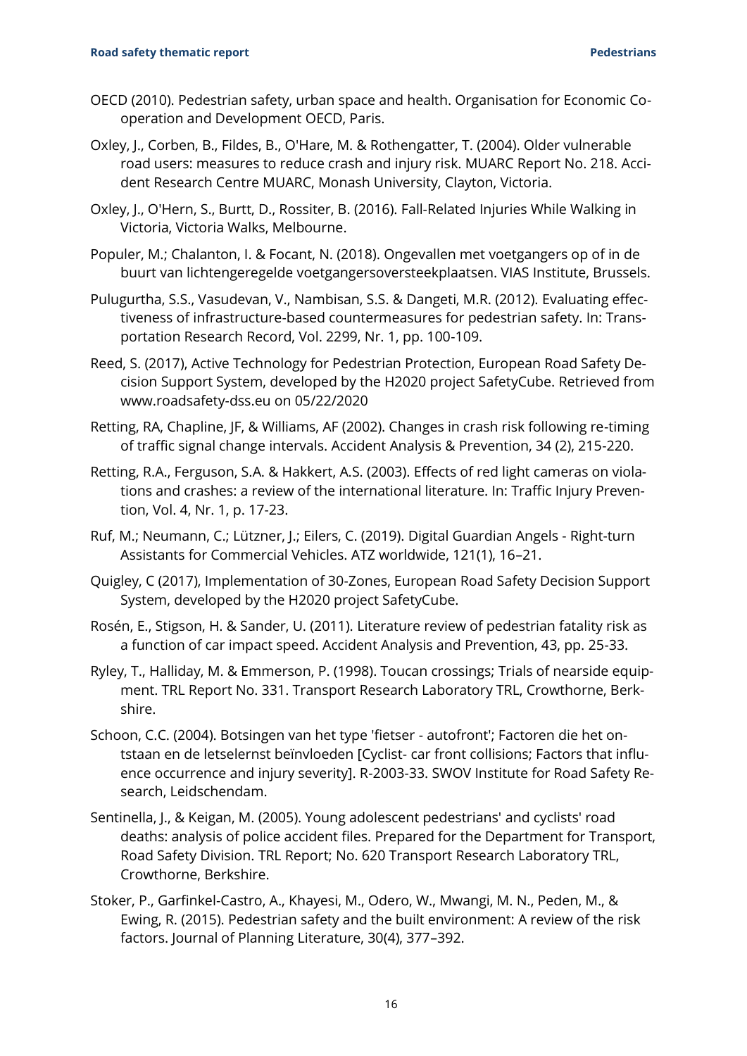OECD (2010). Pedestrian safety, urban space and health. Organisation for Economic Co-operation and Development OECD, Paris.

Oxley, J., Corben, B., Fildes, B., O'Hare, M. & Rothengatter, T. (2004). Older vulnerable road users: measures to reduce crash and injury risk. MUARC Report No. 218. Accident Research Centre MUARC, Monash University, Clayton, Victoria.

Oxley, J., O'Hern, S., Burtt, D., Rossiter, B. (2016). Fall-Related Injuries While Walking in Victoria, Victoria Walks, Melbourne.

Populer, M.; Chalanton, I. & Focant, N. (2018). Ongevallen met voetgangers op of in de buurt van lichtengeregelde voetgangersoversteekplaatsen. VIAS Institute, Brussels.

Pulugurtha, S.S., Vasudevan, V., Nambisan, S.S. & Dangeti, M.R. (2012). Evaluating effectiveness of infrastructure-based countermeasures for pedestrian safety. In: Transportation Research Record, Vol. 2299, Nr. 1, pp. 100-109.

Reed, S. (2017), Active Technology for Pedestrian Protection, European Road Safety Decision Support System, developed by the H2020 project SafetyCube. Retrieved from www.roadsafety-dss.eu on 05/22/2020

Retting, RA, Chapline, JF, & Williams, AF (2002). Changes in crash risk following re-timing of traffic signal change intervals. Accident Analysis & Prevention, 34 (2), 215-220.

Retting, R.A., Ferguson, S.A. & Hakkert, A.S. (2003). Effects of red light cameras on violations and crashes: a review of the international literature. In: Traffic Injury Prevention, Vol. 4, Nr. 1, p. 17-23.

Ruf, M.; Neumann, C.; Lützner, J.; Eilers, C. (2019). Digital Guardian Angels - Right-turn Assistants for Commercial Vehicles. ATZ worldwide, 121(1), 16–21.

Quigley, C (2017), Implementation of 30-Zones, European Road Safety Decision Support System, developed by the H2020 project SafetyCube.

Rosén, E., Stigson, H. & Sander, U. (2011). Literature review of pedestrian fatality risk as a function of car impact speed. Accident Analysis and Prevention, 43, pp. 25-33.

Ryley, T., Halliday, M. & Emmerson, P. (1998). Toucan crossings; Trials of nearside equipment. TRL Report No. 331. Transport Research Laboratory TRL, Crowthorne, Berkshire.

Schoon, C.C. (2004). Botsingen van het type 'fietser - autofront'; Factoren die het ontstaan en de letselernst beïnvloeden [Cyclist- car front collisions; Factors that influence occurrence and injury severity]. R-2003-33. SWOV Institute for Road Safety Research, Leidschendam.

Sentinella, J., & Keigan, M. (2005). Young adolescent pedestrians' and cyclists' road deaths: analysis of police accident files. Prepared for the Department for Transport, Road Safety Division. TRL Report; No. 620 Transport Research Laboratory TRL, Crowthorne, Berkshire.

Stoker, P., Garfinkel-Castro, A., Khayesi, M., Odero, W., Mwangi, M. N., Peden, M., & Ewing, R. (2015). Pedestrian safety and the built environment: A review of the risk factors. Journal of Planning Literature, 30(4), 377–392.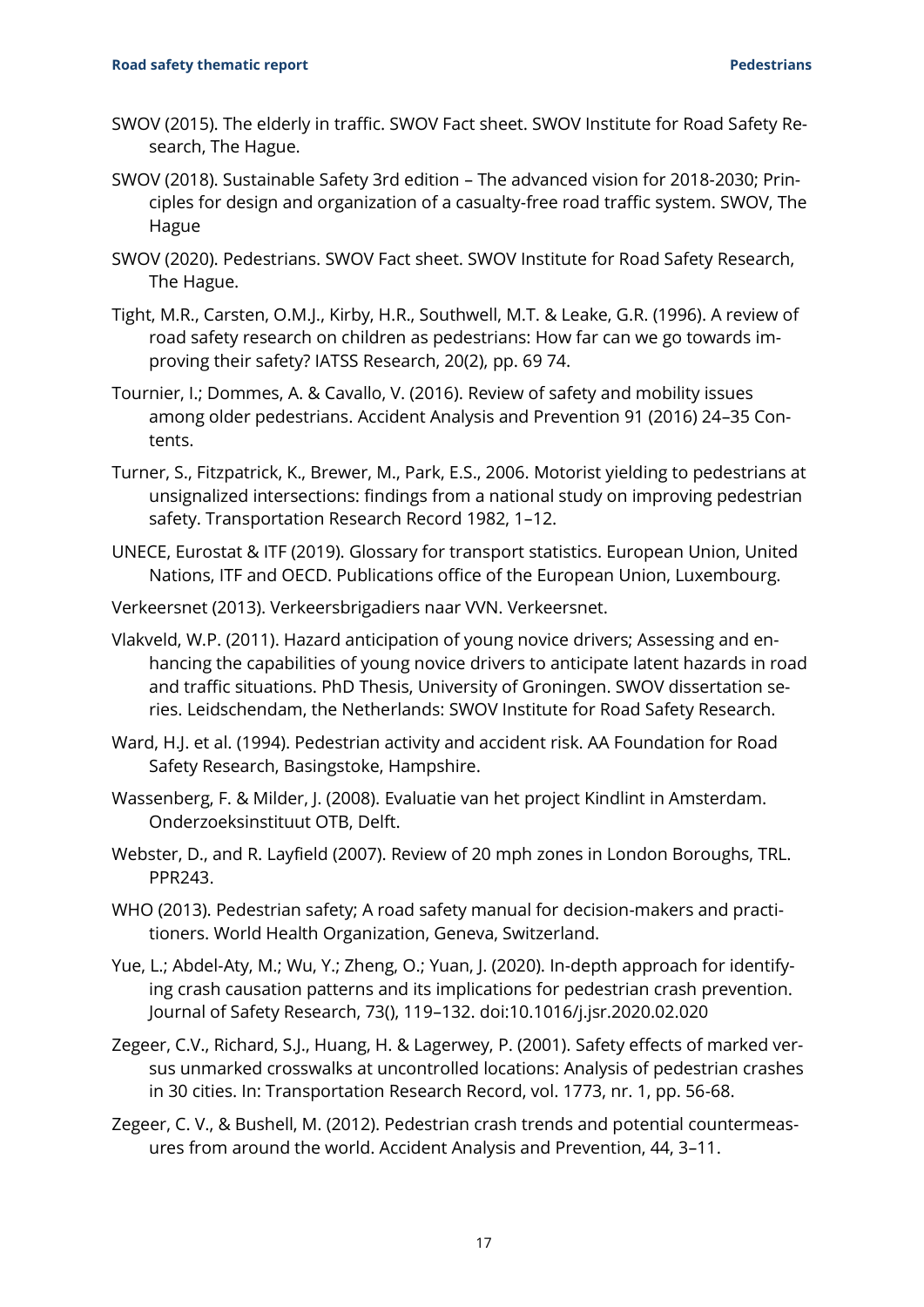SWOV (2015). The elderly in traffic. SWOV Fact sheet. SWOV Institute for Road Safety Research, The Hague.

SWOV (2018). Sustainable Safety 3rd edition – The advanced vision for 2018-2030; Principles for design and organization of a casualty-free road traffic system. SWOV, The Hague

SWOV (2020). Pedestrians. SWOV Fact sheet. SWOV Institute for Road Safety Research, The Hague.

Tight, M.R., Carsten, O.M.J., Kirby, H.R., Southwell, M.T. & Leake, G.R. (1996). A review of road safety research on children as pedestrians: How far can we go towards improving their safety? IATSS Research, 20(2), pp. 69 74.

Tournier, I.; Dommes, A. & Cavallo, V. (2016). Review of safety and mobility issues among older pedestrians. Accident Analysis and Prevention 91 (2016) 24–35 Contents.

Turner, S., Fitzpatrick, K., Brewer, M., Park, E.S., 2006. Motorist yielding to pedestrians at unsignalized intersections: findings from a national study on improving pedestrian safety. Transportation Research Record 1982, 1–12.

UNECE, Eurostat & ITF (2019). Glossary for transport statistics. European Union, United Nations, ITF and OECD. Publications office of the European Union, Luxembourg.

Verkeersnet (2013). Verkeersbrigadiers naar VVN. Verkeersnet.

Vlakveld, W.P. (2011). Hazard anticipation of young novice drivers; Assessing and enhancing the capabilities of young novice drivers to anticipate latent hazards in road and traffic situations. PhD Thesis, University of Groningen. SWOV dissertation series. Leidschendam, the Netherlands: SWOV Institute for Road Safety Research.

Ward, H.J. et al. (1994). Pedestrian activity and accident risk. AA Foundation for Road Safety Research, Basingstoke, Hampshire.

Wassenberg, F. & Milder, J. (2008). Evaluatie van het project Kindlint in Amsterdam. Onderzoeksinstituut OTB, Delft.

Webster, D., and R. Layfield (2007). Review of 20 mph zones in London Boroughs, TRL. PPR243.

WHO (2013). Pedestrian safety; A road safety manual for decision-makers and practitioners. World Health Organization, Geneva, Switzerland.

Yue, L.; Abdel-Aty, M.; Wu, Y.; Zheng, O.; Yuan, J. (2020). In-depth approach for identifying crash causation patterns and its implications for pedestrian crash prevention. Journal of Safety Research, 73(), 119–132. doi:10.1016/j.jsr.2020.02.020

Zegeer, C.V., Richard, S.J., Huang, H. & Lagerwey, P. (2001). Safety effects of marked versus unmarked crosswalks at uncontrolled locations: Analysis of pedestrian crashes in 30 cities. In: Transportation Research Record, vol. 1773, nr. 1, pp. 56-68.

Zegeer, C. V., & Bushell, M. (2012). Pedestrian crash trends and potential countermeasures from around the world. Accident Analysis and Prevention, 44, 3–11.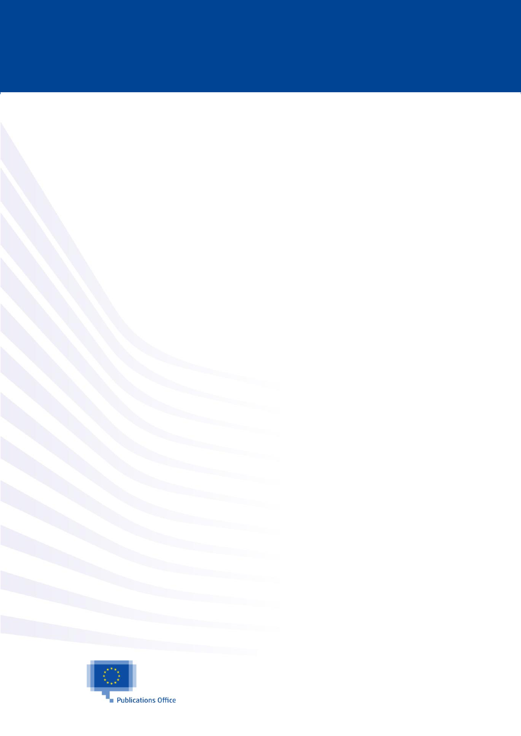Publications Office